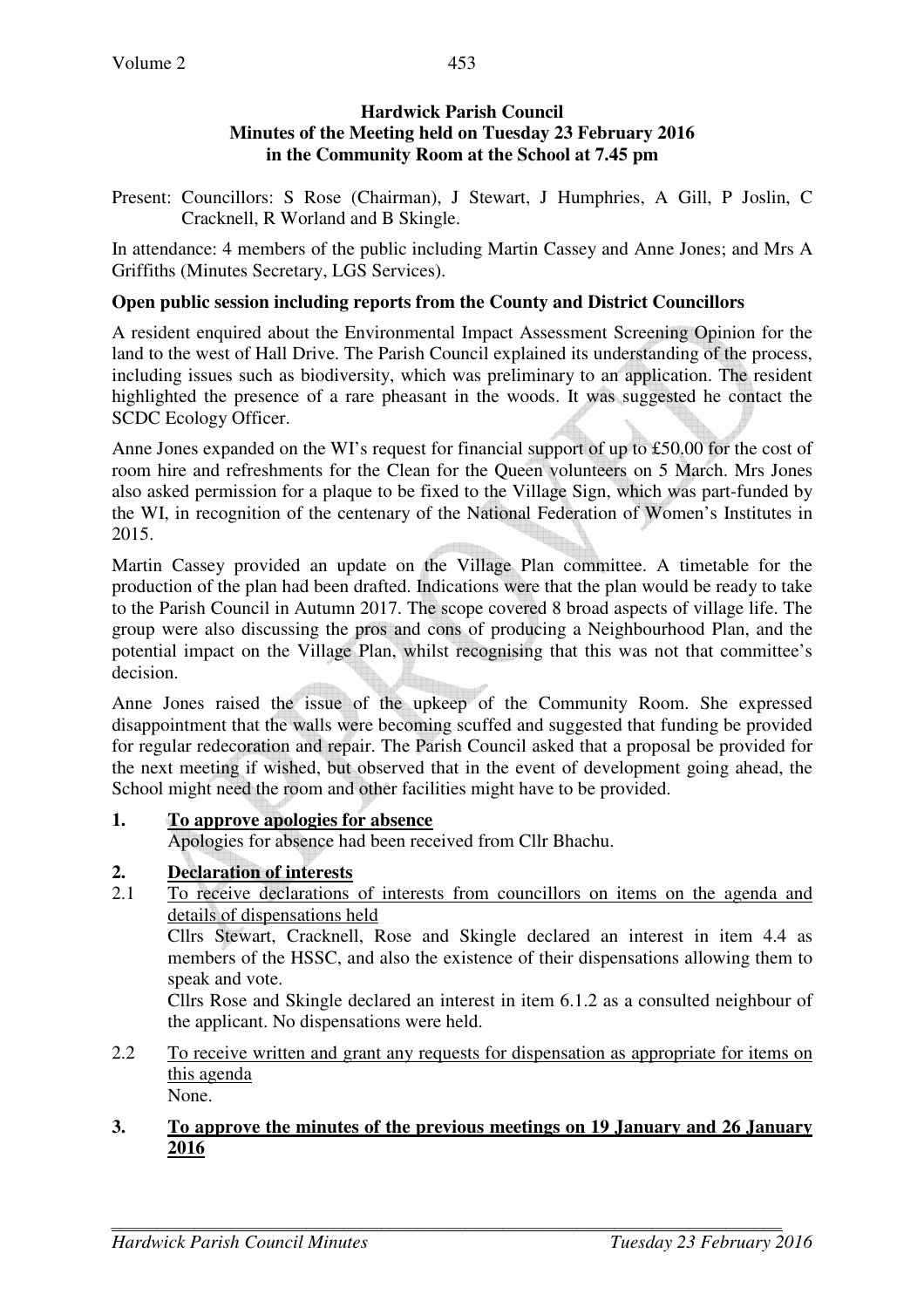**Hardwick Parish Council**
**Minutes of the Meeting held on Tuesday 23 February 2016**
**in the Community Room at the School at 7.45 pm**

Present: Councillors: S Rose (Chairman), J Stewart, J Humphries, A Gill, P Joslin, C Cracknell, R Worland and B Skingle.

In attendance: 4 members of the public including Martin Cassey and Anne Jones; and Mrs A Griffiths (Minutes Secretary, LGS Services).

**Open public session including reports from the County and District Councillors**

A resident enquired about the Environmental Impact Assessment Screening Opinion for the land to the west of Hall Drive. The Parish Council explained its understanding of the process, including issues such as biodiversity, which was preliminary to an application. The resident highlighted the presence of a rare pheasant in the woods. It was suggested he contact the SCDC Ecology Officer.

Anne Jones expanded on the WI's request for financial support of up to £50.00 for the cost of room hire and refreshments for the Clean for the Queen volunteers on 5 March. Mrs Jones also asked permission for a plaque to be fixed to the Village Sign, which was part-funded by the WI, in recognition of the centenary of the National Federation of Women's Institutes in 2015.

Martin Cassey provided an update on the Village Plan committee. A timetable for the production of the plan had been drafted. Indications were that the plan would be ready to take to the Parish Council in Autumn 2017. The scope covered 8 broad aspects of village life. The group were also discussing the pros and cons of producing a Neighbourhood Plan, and the potential impact on the Village Plan, whilst recognising that this was not that committee's decision.

Anne Jones raised the issue of the upkeep of the Community Room. She expressed disappointment that the walls were becoming scuffed and suggested that funding be provided for regular redecoration and repair. The Parish Council asked that a proposal be provided for the next meeting if wished, but observed that in the event of development going ahead, the School might need the room and other facilities might have to be provided.

**1. <u>To approve apologies for absence</u>**

Apologies for absence had been received from Cllr Bhachu.

**2. <u>Declaration of interests</u>**

2.1 <u>To receive declarations of interests from councillors on items on the agenda and details of dispensations held</u>

Cllrs Stewart, Cracknell, Rose and Skingle declared an interest in item 4.4 as members of the HSSC, and also the existence of their dispensations allowing them to speak and vote.

Cllrs Rose and Skingle declared an interest in item 6.1.2 as a consulted neighbour of the applicant. No dispensations were held.

2.2 <u>To receive written and grant any requests for dispensation as appropriate for items on this agenda</u>

None.

**3. <u>To approve the minutes of the previous meetings on 19 January and 26 January 2016</u>**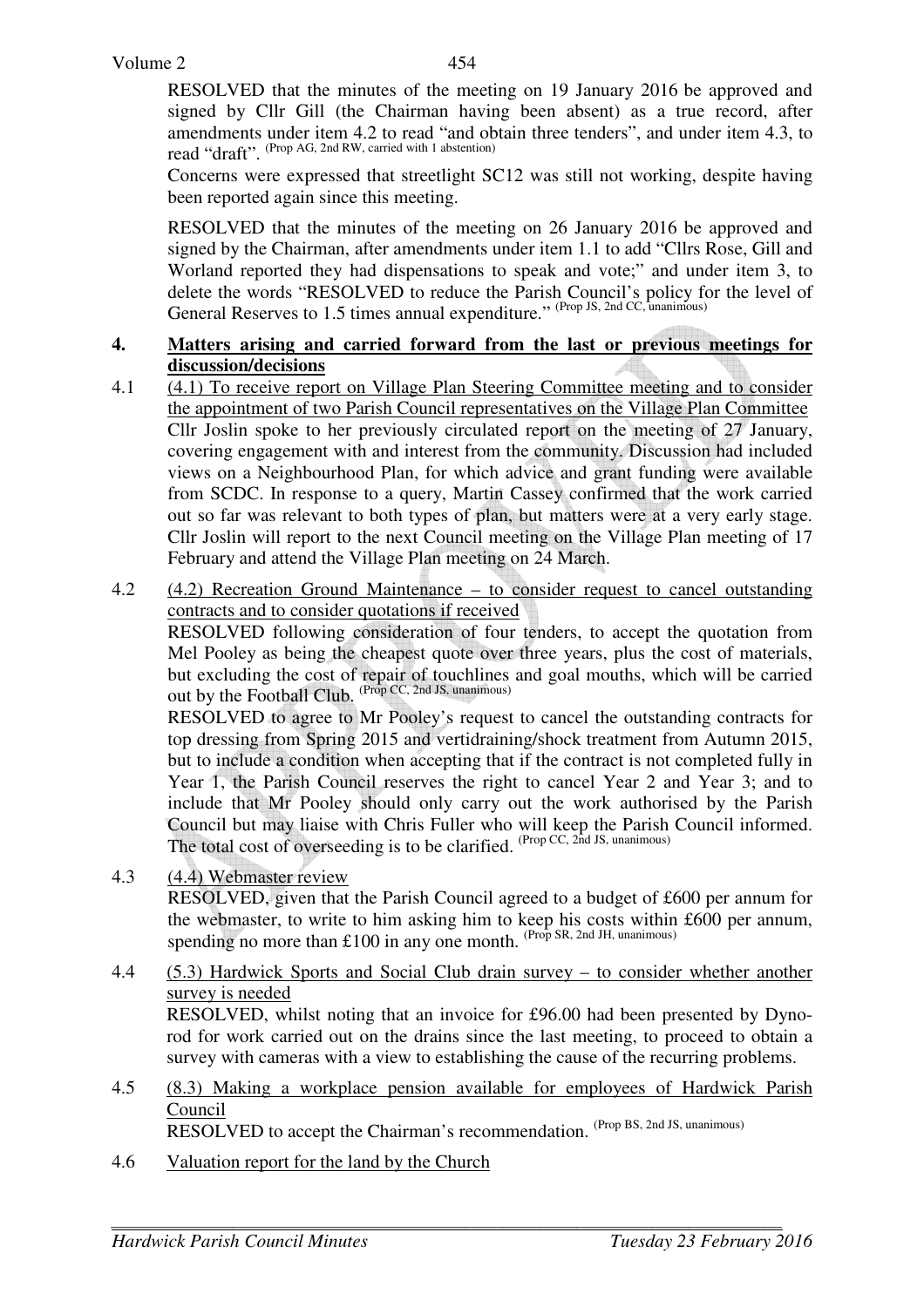RESOLVED that the minutes of the meeting on 19 January 2016 be approved and signed by Cllr Gill (the Chairman having been absent) as a true record, after amendments under item 4.2 to read "and obtain three tenders", and under item 4.3, to read "draft". (Prop AG, 2nd RW, carried with 1 abstention)

Concerns were expressed that streetlight SC12 was still not working, despite having been reported again since this meeting.

RESOLVED that the minutes of the meeting on 26 January 2016 be approved and signed by the Chairman, after amendments under item 1.1 to add "Cllrs Rose, Gill and Worland reported they had dispensations to speak and vote;" and under item 3, to delete the words "RESOLVED to reduce the Parish Council's policy for the level of General Reserves to 1.5 times annual expenditure." (Prop JS, 2nd CC, unanimous)

## 4. Matters arising and carried forward from the last or previous meetings for discussion/decisions

4.1 (4.1) To receive report on Village Plan Steering Committee meeting and to consider the appointment of two Parish Council representatives on the Village Plan Committee

Cllr Joslin spoke to her previously circulated report on the meeting of 27 January, covering engagement with and interest from the community. Discussion had included views on a Neighbourhood Plan, for which advice and grant funding were available from SCDC. In response to a query, Martin Cassey confirmed that the work carried out so far was relevant to both types of plan, but matters were at a very early stage. Cllr Joslin will report to the next Council meeting on the Village Plan meeting of 17 February and attend the Village Plan meeting on 24 March.

4.2 (4.2) Recreation Ground Maintenance – to consider request to cancel outstanding contracts and to consider quotations if received

RESOLVED following consideration of four tenders, to accept the quotation from Mel Pooley as being the cheapest quote over three years, plus the cost of materials, but excluding the cost of repair of touchlines and goal mouths, which will be carried out by the Football Club. (Prop CC, 2nd JS, unanimous)

RESOLVED to agree to Mr Pooley's request to cancel the outstanding contracts for top dressing from Spring 2015 and vertidraining/shock treatment from Autumn 2015, but to include a condition when accepting that if the contract is not completed fully in Year 1, the Parish Council reserves the right to cancel Year 2 and Year 3; and to include that Mr Pooley should only carry out the work authorised by the Parish Council but may liaise with Chris Fuller who will keep the Parish Council informed. The total cost of overseeding is to be clarified. (Prop CC, 2nd JS, unanimous)

4.3 (4.4) Webmaster review

RESOLVED, given that the Parish Council agreed to a budget of £600 per annum for the webmaster, to write to him asking him to keep his costs within £600 per annum, spending no more than £100 in any one month. (Prop SR, 2nd JH, unanimous)

4.4 (5.3) Hardwick Sports and Social Club drain survey – to consider whether another survey is needed

RESOLVED, whilst noting that an invoice for £96.00 had been presented by Dyno-rod for work carried out on the drains since the last meeting, to proceed to obtain a survey with cameras with a view to establishing the cause of the recurring problems.

4.5 (8.3) Making a workplace pension available for employees of Hardwick Parish Council

RESOLVED to accept the Chairman's recommendation. (Prop BS, 2nd JS, unanimous)

4.6 Valuation report for the land by the Church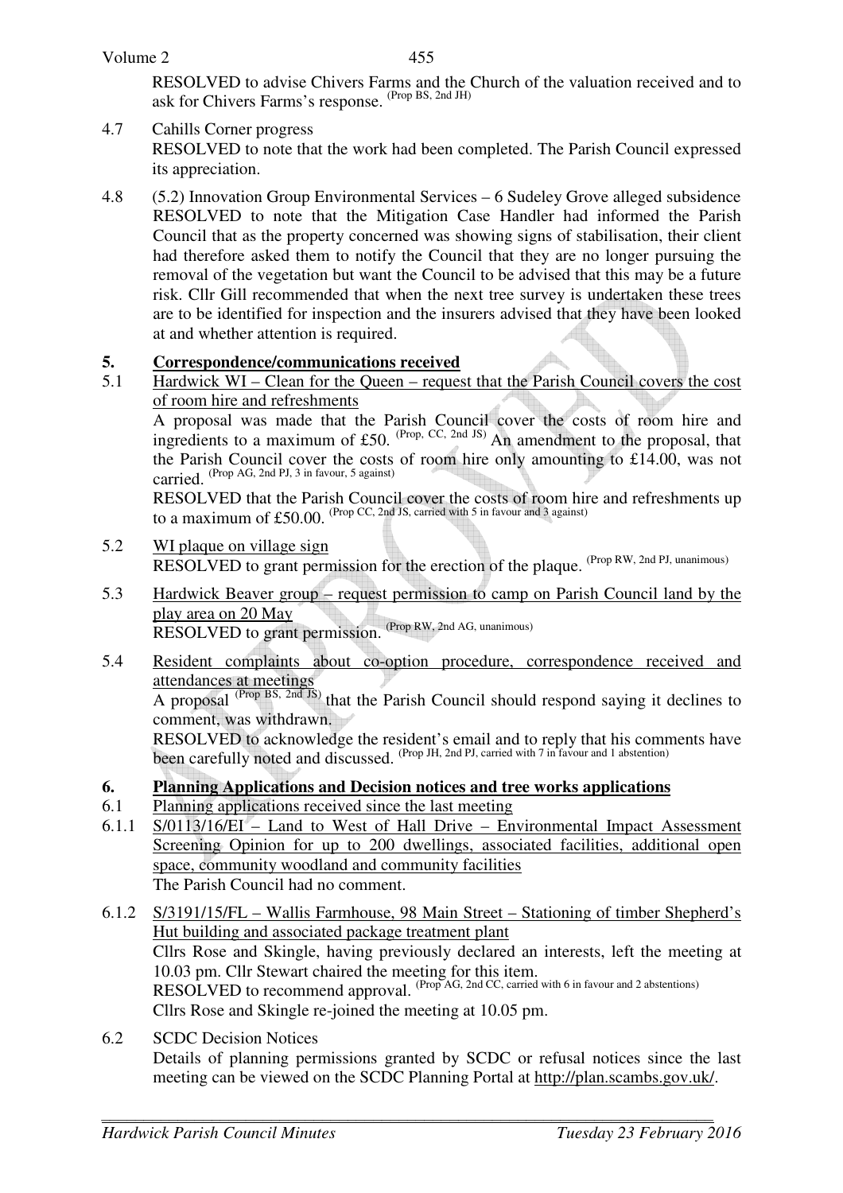RESOLVED to advise Chivers Farms and the Church of the valuation received and to ask for Chivers Farms's response. (Prop BS, 2nd JH)

4.7 Cahills Corner progress
RESOLVED to note that the work had been completed. The Parish Council expressed its appreciation.

4.8 (5.2) Innovation Group Environmental Services – 6 Sudeley Grove alleged subsidence
RESOLVED to note that the Mitigation Case Handler had informed the Parish Council that as the property concerned was showing signs of stabilisation, their client had therefore asked them to notify the Council that they are no longer pursuing the removal of the vegetation but want the Council to be advised that this may be a future risk. Cllr Gill recommended that when the next tree survey is undertaken these trees are to be identified for inspection and the insurers advised that they have been looked at and whether attention is required.

## 5. Correspondence/communications received

5.1 Hardwick WI – Clean for the Queen – request that the Parish Council covers the cost of room hire and refreshments
A proposal was made that the Parish Council cover the costs of room hire and ingredients to a maximum of £50. (Prop, CC, 2nd JS) An amendment to the proposal, that the Parish Council cover the costs of room hire only amounting to £14.00, was not carried. (Prop AG, 2nd PJ, 3 in favour, 5 against)
RESOLVED that the Parish Council cover the costs of room hire and refreshments up to a maximum of £50.00. (Prop CC, 2nd JS, carried with 5 in favour and 3 against)

5.2 WI plaque on village sign
RESOLVED to grant permission for the erection of the plaque. (Prop RW, 2nd PJ, unanimous)

5.3 Hardwick Beaver group – request permission to camp on Parish Council land by the play area on 20 May
RESOLVED to grant permission. (Prop RW, 2nd AG, unanimous)

5.4 Resident complaints about co-option procedure, correspondence received and attendances at meetings
A proposal (Prop BS, 2nd JS) that the Parish Council should respond saying it declines to comment, was withdrawn.
RESOLVED to acknowledge the resident's email and to reply that his comments have been carefully noted and discussed. (Prop JH, 2nd PJ, carried with 7 in favour and 1 abstention)

## 6. Planning Applications and Decision notices and tree works applications

6.1 Planning applications received since the last meeting

6.1.1 S/0113/16/EI – Land to West of Hall Drive – Environmental Impact Assessment Screening Opinion for up to 200 dwellings, associated facilities, additional open space, community woodland and community facilities
The Parish Council had no comment.

6.1.2 S/3191/15/FL – Wallis Farmhouse, 98 Main Street – Stationing of timber Shepherd's Hut building and associated package treatment plant
Cllrs Rose and Skingle, having previously declared an interests, left the meeting at 10.03 pm. Cllr Stewart chaired the meeting for this item.
RESOLVED to recommend approval. (Prop AG, 2nd CC, carried with 6 in favour and 2 abstentions)
Cllrs Rose and Skingle re-joined the meeting at 10.05 pm.

6.2 SCDC Decision Notices
Details of planning permissions granted by SCDC or refusal notices since the last meeting can be viewed on the SCDC Planning Portal at http://plan.scambs.gov.uk/.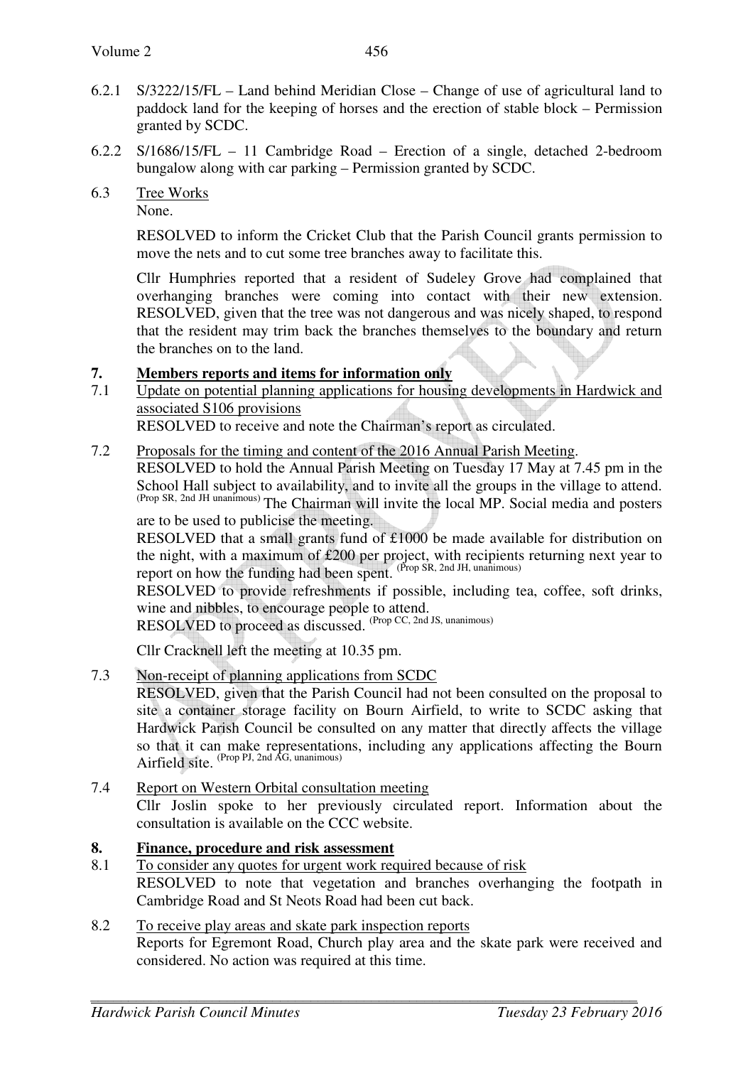6.2.1 S/3222/15/FL – Land behind Meridian Close – Change of use of agricultural land to paddock land for the keeping of horses and the erection of stable block – Permission granted by SCDC.

6.2.2 S/1686/15/FL – 11 Cambridge Road – Erection of a single, detached 2-bedroom bungalow along with car parking – Permission granted by SCDC.

6.3 Tree Works

None.

RESOLVED to inform the Cricket Club that the Parish Council grants permission to move the nets and to cut some tree branches away to facilitate this.

Cllr Humphries reported that a resident of Sudeley Grove had complained that overhanging branches were coming into contact with their new extension. RESOLVED, given that the tree was not dangerous and was nicely shaped, to respond that the resident may trim back the branches themselves to the boundary and return the branches on to the land.

## 7. Members reports and items for information only

7.1 Update on potential planning applications for housing developments in Hardwick and associated S106 provisions

RESOLVED to receive and note the Chairman's report as circulated.

7.2 Proposals for the timing and content of the 2016 Annual Parish Meeting.

RESOLVED to hold the Annual Parish Meeting on Tuesday 17 May at 7.45 pm in the School Hall subject to availability, and to invite all the groups in the village to attend. (Prop SR, 2nd JH unanimous) The Chairman will invite the local MP. Social media and posters are to be used to publicise the meeting.

RESOLVED that a small grants fund of £1000 be made available for distribution on the night, with a maximum of £200 per project, with recipients returning next year to report on how the funding had been spent. (Prop SR, 2nd JH, unanimous)

RESOLVED to provide refreshments if possible, including tea, coffee, soft drinks, wine and nibbles, to encourage people to attend.

RESOLVED to proceed as discussed. (Prop CC, 2nd JS, unanimous)

Cllr Cracknell left the meeting at 10.35 pm.

7.3 Non-receipt of planning applications from SCDC

RESOLVED, given that the Parish Council had not been consulted on the proposal to site a container storage facility on Bourn Airfield, to write to SCDC asking that Hardwick Parish Council be consulted on any matter that directly affects the village so that it can make representations, including any applications affecting the Bourn Airfield site. (Prop PJ, 2nd AG, unanimous)

7.4 Report on Western Orbital consultation meeting

Cllr Joslin spoke to her previously circulated report. Information about the consultation is available on the CCC website.

## 8. Finance, procedure and risk assessment

8.1 To consider any quotes for urgent work required because of risk

RESOLVED to note that vegetation and branches overhanging the footpath in Cambridge Road and St Neots Road had been cut back.

8.2 To receive play areas and skate park inspection reports

Reports for Egremont Road, Church play area and the skate park were received and considered. No action was required at this time.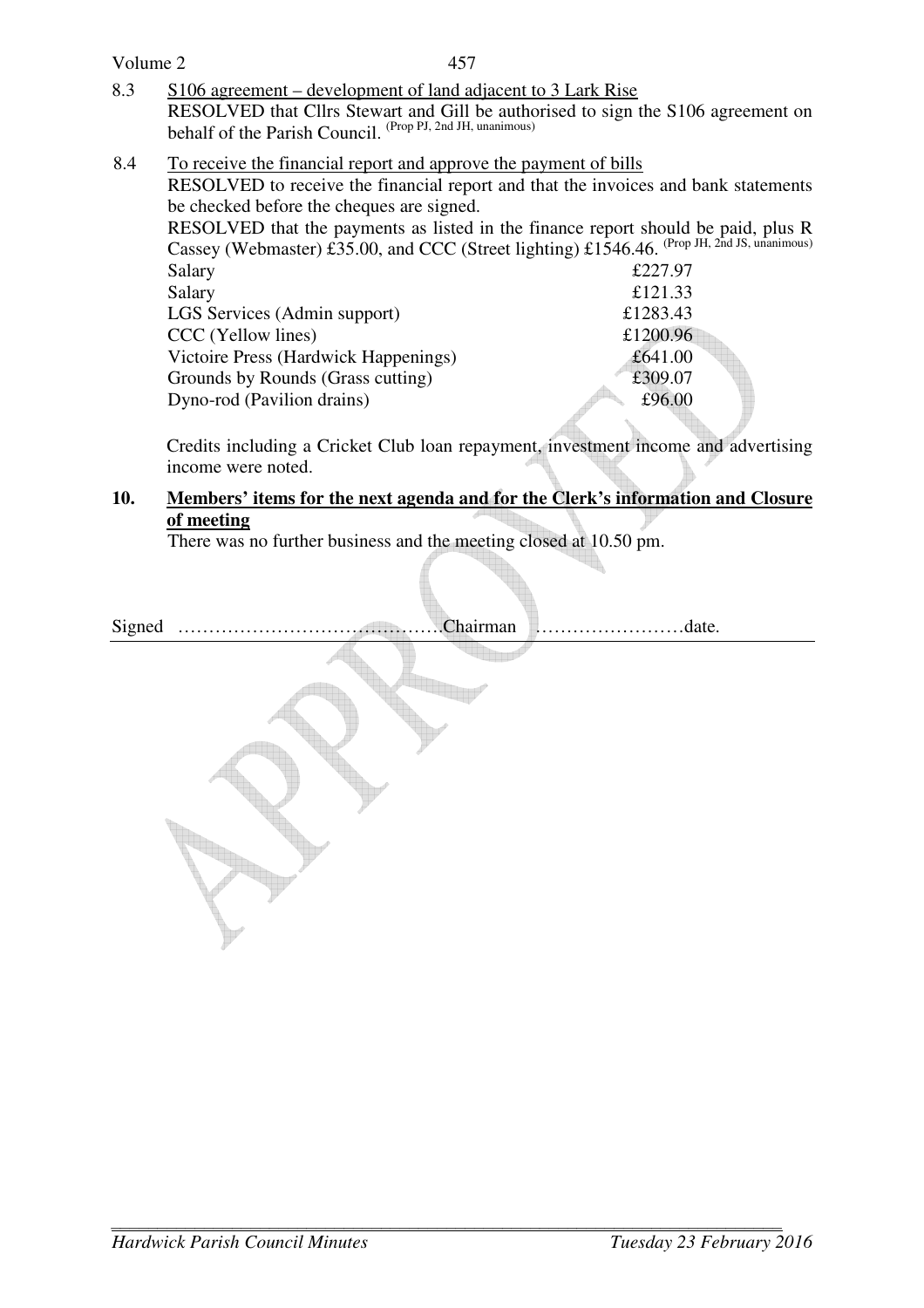8.3 S106 agreement – development of land adjacent to 3 Lark Rise

RESOLVED that Cllrs Stewart and Gill be authorised to sign the S106 agreement on behalf of the Parish Council. (Prop PJ, 2nd JH, unanimous)

8.4 To receive the financial report and approve the payment of bills

RESOLVED to receive the financial report and that the invoices and bank statements be checked before the cheques are signed.

RESOLVED that the payments as listed in the finance report should be paid, plus R Cassey (Webmaster) £35.00, and CCC (Street lighting) £1546.46. (Prop JH, 2nd JS, unanimous)

| | |
|---|---|
| Salary | £227.97 |
| Salary | £121.33 |
| LGS Services (Admin support) | £1283.43 |
| CCC (Yellow lines) | £1200.96 |
| Victoire Press (Hardwick Happenings) | £641.00 |
| Grounds by Rounds (Grass cutting) | £309.07 |
| Dyno-rod (Pavilion drains) | £96.00 |

Credits including a Cricket Club loan repayment, investment income and advertising income were noted.

## 10. Members' items for the next agenda and for the Clerk's information and Closure of meeting

There was no further business and the meeting closed at 10.50 pm.

Signed ……………………………………Chairman ……………………date.

APPROVED